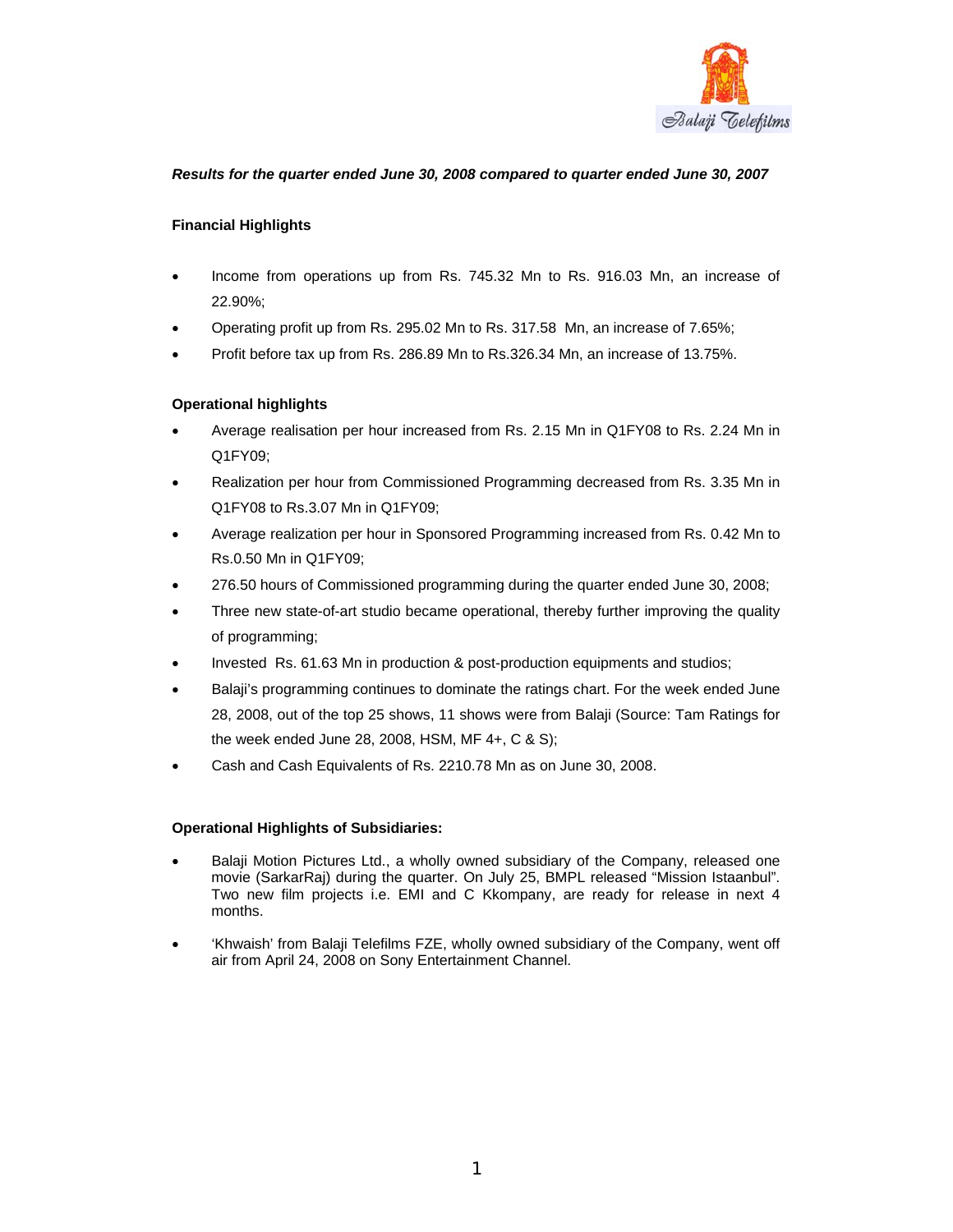***Results for the quarter ended June 30, 2008 compared to quarter ended June 30, 2007***

**Financial Highlights**

- Income from operations up from Rs. 745.32 Mn to Rs. 916.03 Mn, an increase of 22.90%;
- Operating profit up from Rs. 295.02 Mn to Rs. 317.58 Mn, an increase of 7.65%;
- Profit before tax up from Rs. 286.89 Mn to Rs.326.34 Mn, an increase of 13.75%.

**Operational highlights**

- Average realisation per hour increased from Rs. 2.15 Mn in Q1FY08 to Rs. 2.24 Mn in Q1FY09;
- Realization per hour from Commissioned Programming decreased from Rs. 3.35 Mn in Q1FY08 to Rs.3.07 Mn in Q1FY09;
- Average realization per hour in Sponsored Programming increased from Rs. 0.42 Mn to Rs.0.50 Mn in Q1FY09;
- 276.50 hours of Commissioned programming during the quarter ended June 30, 2008;
- Three new state-of-art studio became operational, thereby further improving the quality of programming;
- Invested Rs. 61.63 Mn in production & post-production equipments and studios;
- Balaji's programming continues to dominate the ratings chart. For the week ended June 28, 2008, out of the top 25 shows, 11 shows were from Balaji (Source: Tam Ratings for the week ended June 28, 2008, HSM, MF 4+, C & S);
- Cash and Cash Equivalents of Rs. 2210.78 Mn as on June 30, 2008.

**Operational Highlights of Subsidiaries:**

- Balaji Motion Pictures Ltd., a wholly owned subsidiary of the Company, released one movie (SarkarRaj) during the quarter. On July 25, BMPL released "Mission Istaanbul". Two new film projects i.e. EMI and C Kkompany, are ready for release in next 4 months.
- 'Khwaish' from Balaji Telefilms FZE, wholly owned subsidiary of the Company, went off air from April 24, 2008 on Sony Entertainment Channel.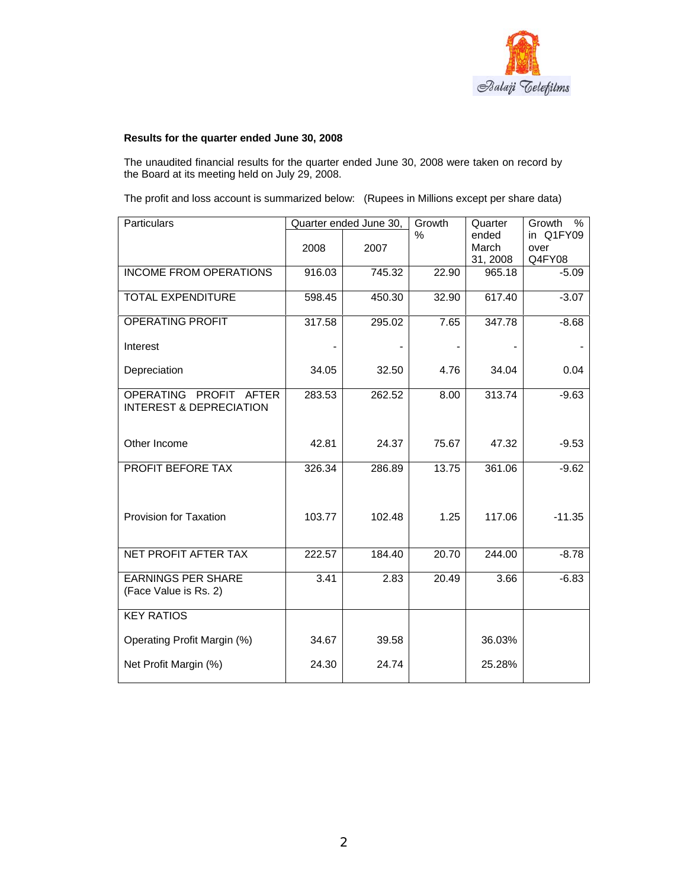**Results for the quarter ended June 30, 2008**

The unaudited financial results for the quarter ended June 30, 2008 were taken on record by the Board at its meeting held on July 29, 2008.

The profit and loss account is summarized below: (Rupees in Millions except per share data)

| Particulars | Quarter ended June 30, | | Growth % | Quarter ended March 31, 2008 | Growth % in Q1FY09 over Q4FY08 |
|---|---|---|---|---|---|
| | 2008 | 2007 | | | |
| INCOME FROM OPERATIONS | 916.03 | 745.32 | 22.90 | 965.18 | -5.09 |
| TOTAL EXPENDITURE | 598.45 | 450.30 | 32.90 | 617.40 | -3.07 |
| OPERATING PROFIT | 317.58 | 295.02 | 7.65 | 347.78 | -8.68 |
| Interest | - | - | - | - | - |
| Depreciation | 34.05 | 32.50 | 4.76 | 34.04 | 0.04 |
| OPERATING PROFIT AFTER INTEREST & DEPRECIATION | 283.53 | 262.52 | 8.00 | 313.74 | -9.63 |
| Other Income | 42.81 | 24.37 | 75.67 | 47.32 | -9.53 |
| PROFIT BEFORE TAX | 326.34 | 286.89 | 13.75 | 361.06 | -9.62 |
| Provision for Taxation | 103.77 | 102.48 | 1.25 | 117.06 | -11.35 |
| NET PROFIT AFTER TAX | 222.57 | 184.40 | 20.70 | 244.00 | -8.78 |
| EARNINGS PER SHARE (Face Value is Rs. 2) | 3.41 | 2.83 | 20.49 | 3.66 | -6.83 |
| KEY RATIOS | | | | | |
| Operating Profit Margin (%) | 34.67 | 39.58 | | 36.03% | |
| Net Profit Margin (%) | 24.30 | 24.74 | | 25.28% | |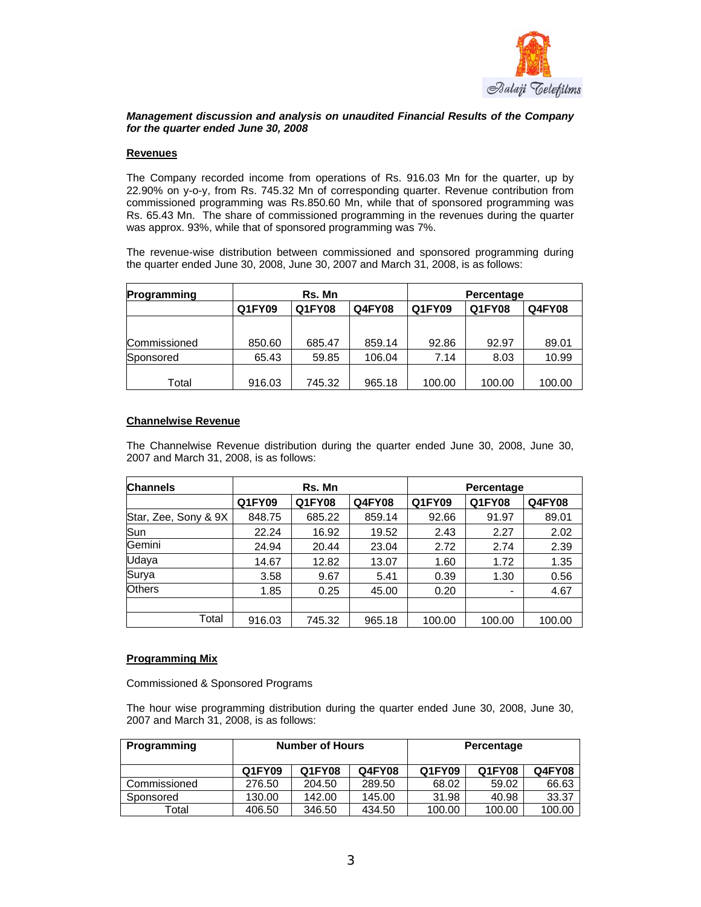***Management discussion and analysis on unaudited Financial Results of the Company for the quarter ended June 30, 2008***

## Revenues

The Company recorded income from operations of Rs. 916.03 Mn for the quarter, up by 22.90% on y-o-y, from Rs. 745.32 Mn of corresponding quarter. Revenue contribution from commissioned programming was Rs.850.60 Mn, while that of sponsored programming was Rs. 65.43 Mn. The share of commissioned programming in the revenues during the quarter was approx. 93%, while that of sponsored programming was 7%.

The revenue-wise distribution between commissioned and sponsored programming during the quarter ended June 30, 2008, June 30, 2007 and March 31, 2008, is as follows:

| Programming | Rs. Mn | | | Percentage | | |
|---|---|---|---|---|---|---|
| | Q1FY09 | Q1FY08 | Q4FY08 | Q1FY09 | Q1FY08 | Q4FY08 |
| Commissioned | 850.60 | 685.47 | 859.14 | 92.86 | 92.97 | 89.01 |
| Sponsored | 65.43 | 59.85 | 106.04 | 7.14 | 8.03 | 10.99 |
| Total | 916.03 | 745.32 | 965.18 | 100.00 | 100.00 | 100.00 |

## Channelwise Revenue

The Channelwise Revenue distribution during the quarter ended June 30, 2008, June 30, 2007 and March 31, 2008, is as follows:

| Channels | Rs. Mn | | | Percentage | | |
|---|---|---|---|---|---|---|
| | Q1FY09 | Q1FY08 | Q4FY08 | Q1FY09 | Q1FY08 | Q4FY08 |
| Star, Zee, Sony & 9X | 848.75 | 685.22 | 859.14 | 92.66 | 91.97 | 89.01 |
| Sun | 22.24 | 16.92 | 19.52 | 2.43 | 2.27 | 2.02 |
| Gemini | 24.94 | 20.44 | 23.04 | 2.72 | 2.74 | 2.39 |
| Udaya | 14.67 | 12.82 | 13.07 | 1.60 | 1.72 | 1.35 |
| Surya | 3.58 | 9.67 | 5.41 | 0.39 | 1.30 | 0.56 |
| Others | 1.85 | 0.25 | 45.00 | 0.20 | - | 4.67 |
| Total | 916.03 | 745.32 | 965.18 | 100.00 | 100.00 | 100.00 |

## Programming Mix

Commissioned & Sponsored Programs

The hour wise programming distribution during the quarter ended June 30, 2008, June 30, 2007 and March 31, 2008, is as follows:

| Programming | Number of Hours | | | Percentage | | |
|---|---|---|---|---|---|---|
| | Q1FY09 | Q1FY08 | Q4FY08 | Q1FY09 | Q1FY08 | Q4FY08 |
| Commissioned | 276.50 | 204.50 | 289.50 | 68.02 | 59.02 | 66.63 |
| Sponsored | 130.00 | 142.00 | 145.00 | 31.98 | 40.98 | 33.37 |
| Total | 406.50 | 346.50 | 434.50 | 100.00 | 100.00 | 100.00 |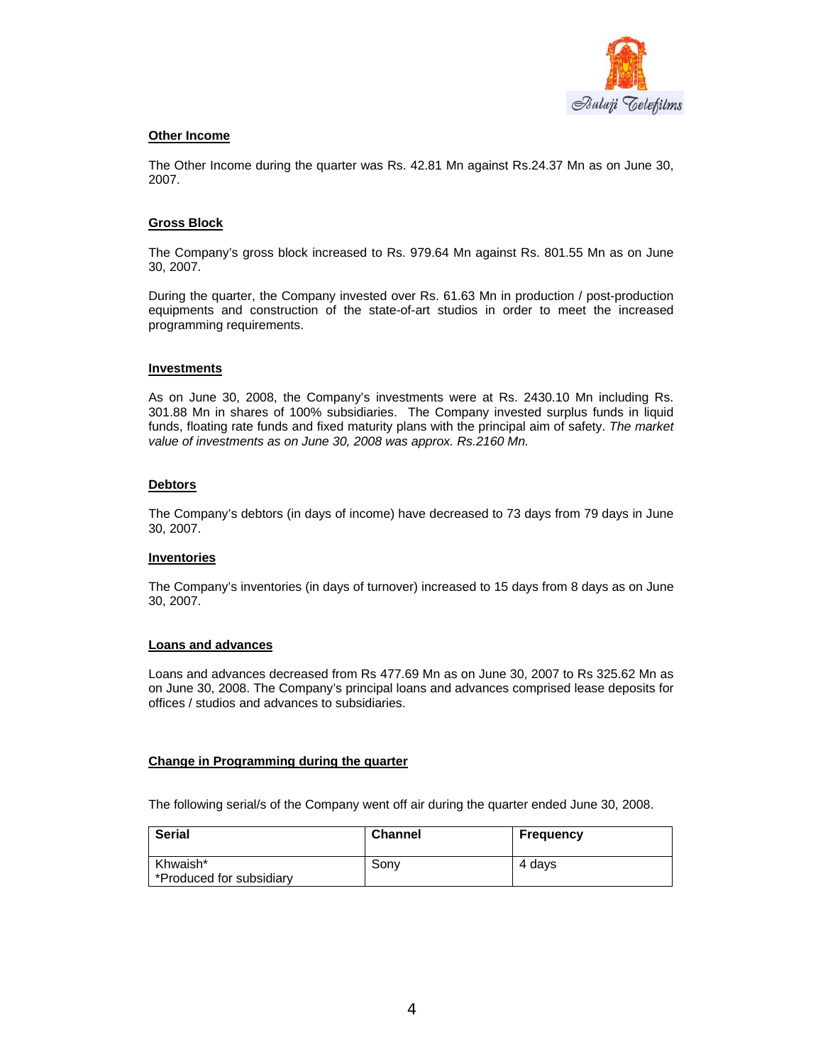### Other Income

The Other Income during the quarter was Rs. 42.81 Mn against Rs.24.37 Mn as on June 30, 2007.

### Gross Block

The Company's gross block increased to Rs. 979.64 Mn against Rs. 801.55 Mn as on June 30, 2007.

During the quarter, the Company invested over Rs. 61.63 Mn in production / post-production equipments and construction of the state-of-art studios in order to meet the increased programming requirements.

### Investments

As on June 30, 2008, the Company's investments were at Rs. 2430.10 Mn including Rs. 301.88 Mn in shares of 100% subsidiaries. The Company invested surplus funds in liquid funds, floating rate funds and fixed maturity plans with the principal aim of safety. *The market value of investments as on June 30, 2008 was approx. Rs.2160 Mn.*

### Debtors

The Company's debtors (in days of income) have decreased to 73 days from 79 days in June 30, 2007.

### Inventories

The Company's inventories (in days of turnover) increased to 15 days from 8 days as on June 30, 2007.

### Loans and advances

Loans and advances decreased from Rs 477.69 Mn as on June 30, 2007 to Rs 325.62 Mn as on June 30, 2008. The Company's principal loans and advances comprised lease deposits for offices / studios and advances to subsidiaries.

### Change in Programming during the quarter

The following serial/s of the Company went off air during the quarter ended June 30, 2008.

| Serial | Channel | Frequency |
|---|---|---|
| Khwaish* *Produced for subsidiary | Sony | 4 days |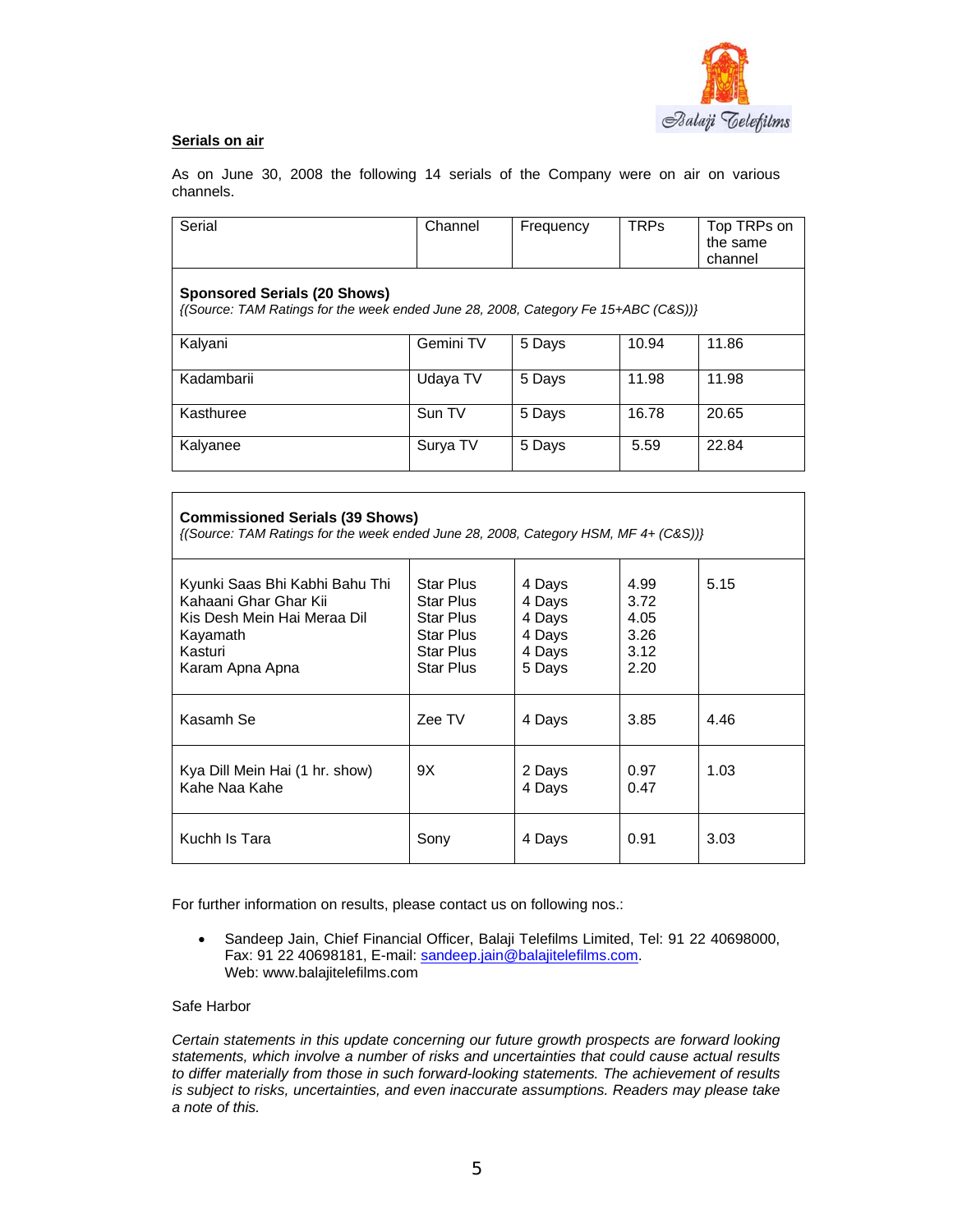**Serials on air**

As on June 30, 2008 the following 14 serials of the Company were on air on various channels.

| Serial | Channel | Frequency | TRPs | Top TRPs on the same channel |
|---|---|---|---|---|
| **Sponsored Serials (20 Shows)** *{(Source: TAM Ratings for the week ended June 28, 2008, Category Fe 15+ABC (C&S))}* | | | | |
| Kalyani | Gemini TV | 5 Days | 10.94 | 11.86 |
| Kadambarii | Udaya TV | 5 Days | 11.98 | 11.98 |
| Kasthuree | Sun TV | 5 Days | 16.78 | 20.65 |
| Kalyanee | Surya TV | 5 Days | 5.59 | 22.84 |
| **Commissioned Serials (39 Shows)** *{(Source: TAM Ratings for the week ended June 28, 2008, Category HSM, MF 4+ (C&S))}* | | | | |
| Kyunki Saas Bhi Kabhi Bahu Thi<br>Kahaani Ghar Ghar Kii<br>Kis Desh Mein Hai Meraa Dil<br>Kayamath<br>Kasturi<br>Karam Apna Apna | Star Plus<br>Star Plus<br>Star Plus<br>Star Plus<br>Star Plus<br>Star Plus | 4 Days<br>4 Days<br>4 Days<br>4 Days<br>4 Days<br>5 Days | 4.99<br>3.72<br>4.05<br>3.26<br>3.12<br>2.20 | 5.15 |
| Kasamh Se | Zee TV | 4 Days | 3.85 | 4.46 |
| Kya Dill Mein Hai (1 hr. show)<br>Kahe Naa Kahe | 9X | 2 Days<br>4 Days | 0.97<br>0.47 | 1.03 |
| Kuchh Is Tara | Sony | 4 Days | 0.91 | 3.03 |

For further information on results, please contact us on following nos.:

- Sandeep Jain, Chief Financial Officer, Balaji Telefilms Limited, Tel: 91 22 40698000, Fax: 91 22 40698181, E-mail: sandeep.jain@balajitelefilms.com. Web: www.balajitelefilms.com

Safe Harbor

*Certain statements in this update concerning our future growth prospects are forward looking statements, which involve a number of risks and uncertainties that could cause actual results to differ materially from those in such forward-looking statements. The achievement of results is subject to risks, uncertainties, and even inaccurate assumptions. Readers may please take a note of this.*